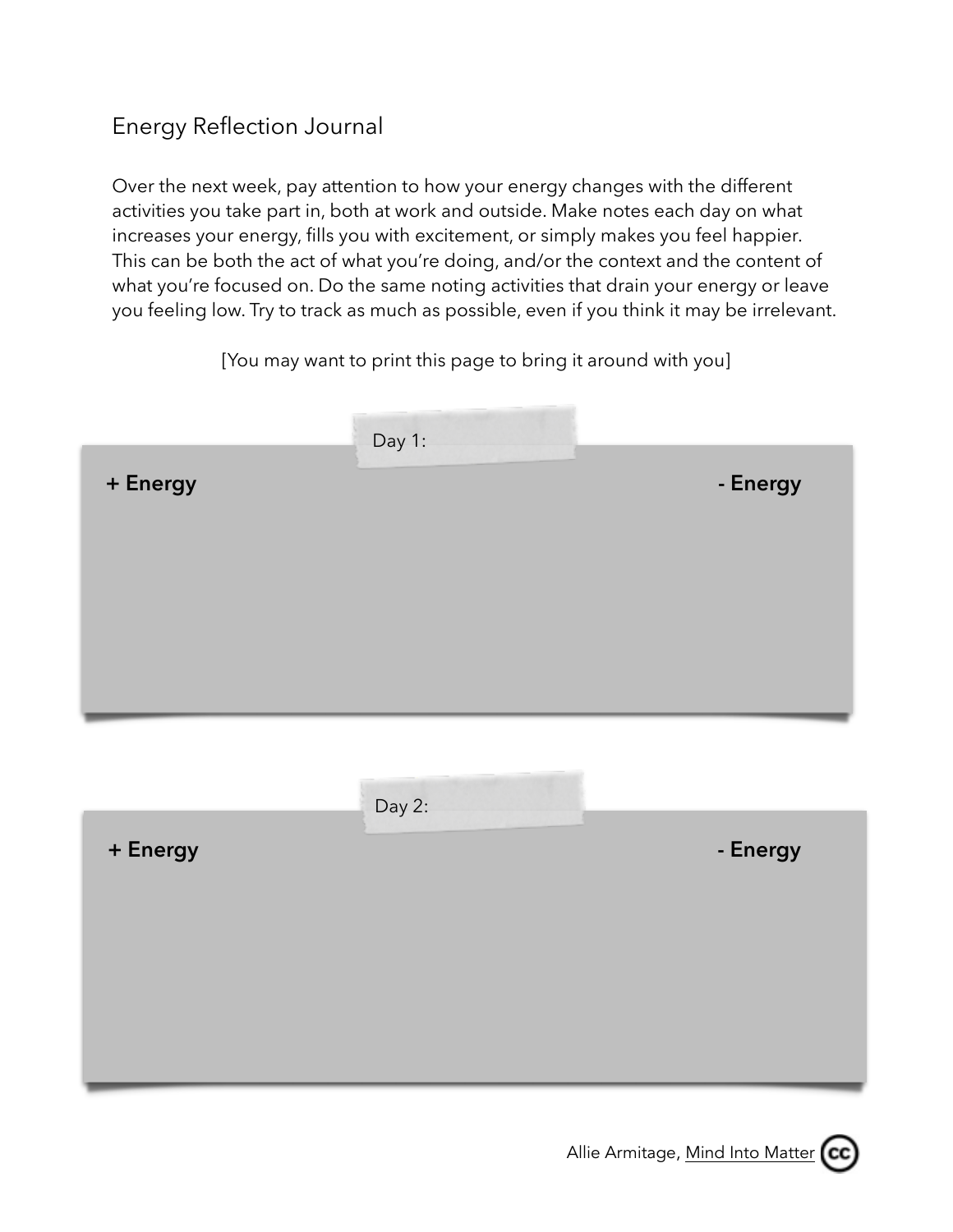# Energy Reflection Journal

Over the next week, pay attention to how your energy changes with the different activities you take part in, both at work and outside. Make notes each day on what increases your energy, fills you with excitement, or simply makes you feel happier. This can be both the act of what you're doing, and/or the context and the content of what you're focused on. Do the same noting activities that drain your energy or leave you feeling low. Try to track as much as possible, even if you think it may be irrelevant.

[You may want to print this page to bring it around with you]

## Day 1:

| + Energy | - Energy |
| --- | --- |
| | |

## Day 2:

| + Energy | - Energy |
| --- | --- |
| | |

Allie Armitage, Mind Into Matter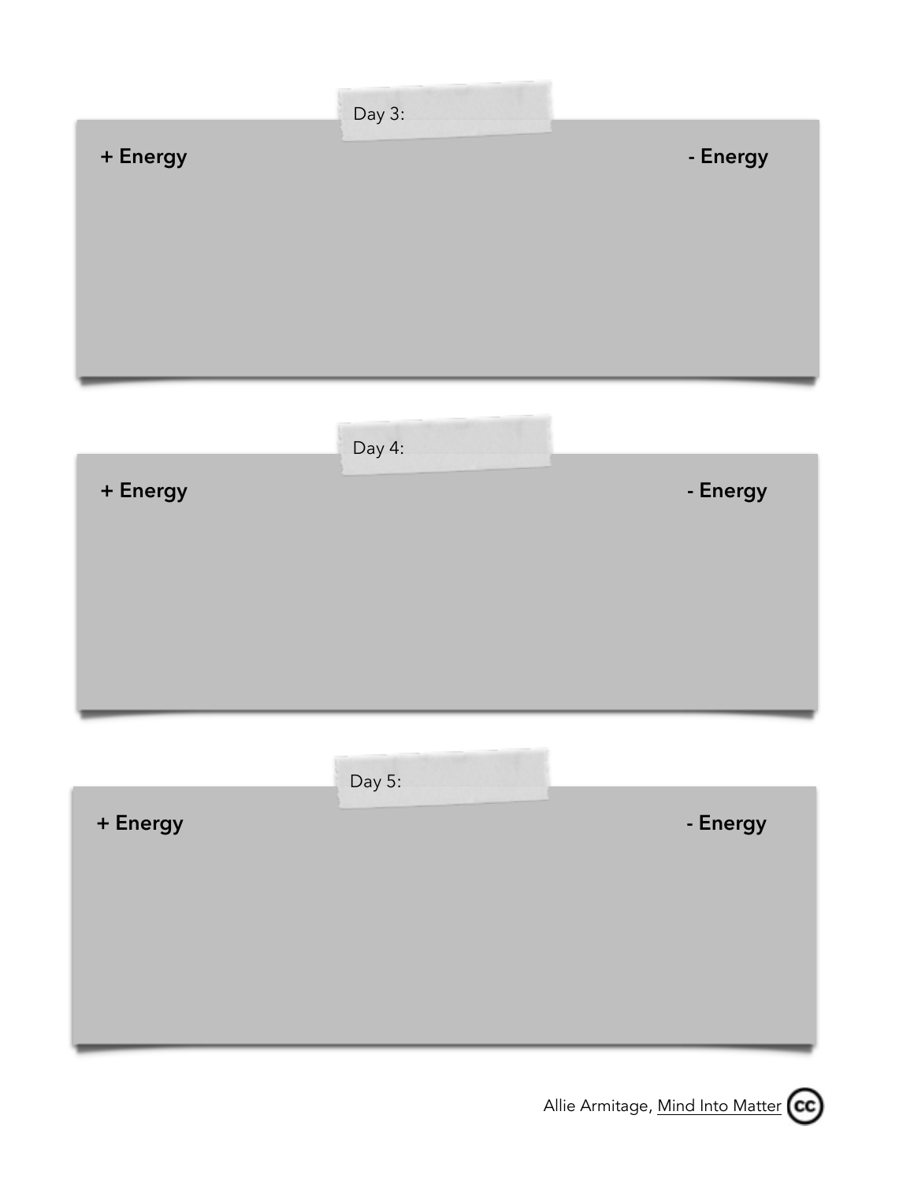Day 3:

**+ Energy** | **- Energy**

Day 4:

**+ Energy** | **- Energy**

Day 5:

**+ Energy** | **- Energy**

Allie Armitage, Mind Into Matter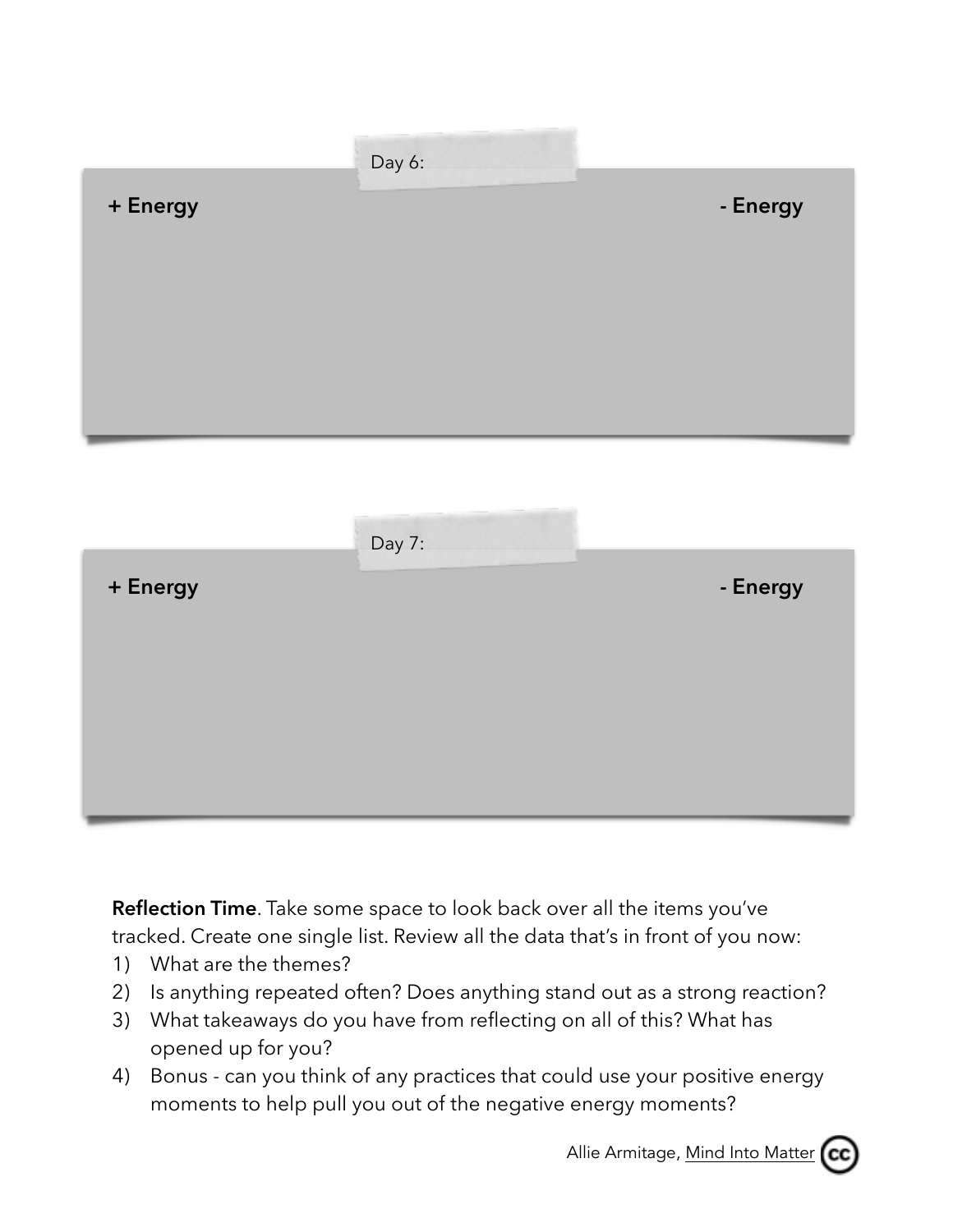Day 6:

**+ Energy** | **- Energy**

Day 7:

**+ Energy** | **- Energy**

**Reflection Time**. Take some space to look back over all the items you've tracked. Create one single list. Review all the data that's in front of you now:

1) What are the themes?
2) Is anything repeated often? Does anything stand out as a strong reaction?
3) What takeaways do you have from reflecting on all of this? What has opened up for you?
4) Bonus - can you think of any practices that could use your positive energy moments to help pull you out of the negative energy moments?

Allie Armitage, Mind Into Matter